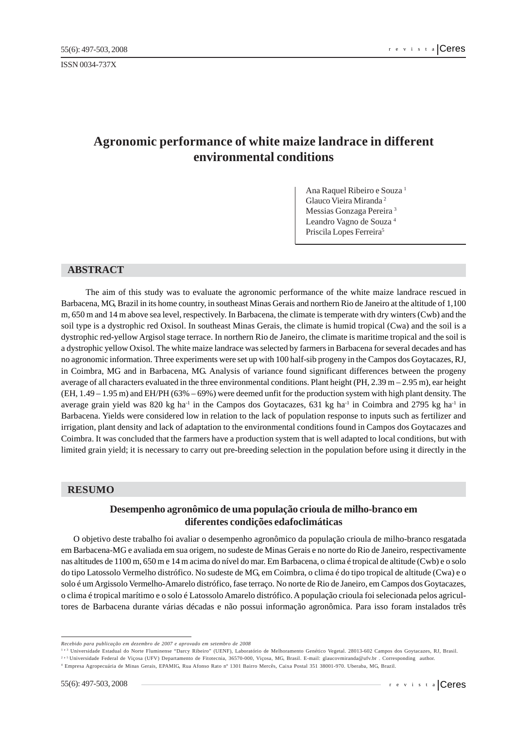ISSN 0034-737X

# Agronomic performance of white maize landrace in different environmental conditions

Ana Raquel Ribeiro e Souza [1]
Glauco Vieira Miranda [2]
Messias Gonzaga Pereira [3]
Leandro Vagno de Souza [4]
Priscila Lopes Ferreira[5]

## ABSTRACT

The aim of this study was to evaluate the agronomic performance of the white maize landrace rescued in Barbacena, MG, Brazil in its home country, in southeast Minas Gerais and northern Rio de Janeiro at the altitude of 1,100 m, 650 m and 14 m above sea level, respectively. In Barbacena, the climate is temperate with dry winters (Cwb) and the soil type is a dystrophic red Oxisol. In southeast Minas Gerais, the climate is humid tropical (Cwa) and the soil is a dystrophic red-yellow Argisol stage terrace. In northern Rio de Janeiro, the climate is maritime tropical and the soil is a dystrophic yellow Oxisol. The white maize landrace was selected by farmers in Barbacena for several decades and has no agronomic information. Three experiments were set up with 100 half-sib progeny in the Campos dos Goytacazes, RJ, in Coimbra, MG and in Barbacena, MG. Analysis of variance found significant differences between the progeny average of all characters evaluated in the three environmental conditions. Plant height (PH, 2.39 m – 2.95 m), ear height (EH, 1.49 – 1.95 m) and EH/PH (63% – 69%) were deemed unfit for the production system with high plant density. The average grain yield was 820 kg ha$^{-1}$ in the Campos dos Goytacazes, 631 kg ha$^{-1}$ in Coimbra and 2795 kg ha$^{-1}$ in Barbacena. Yields were considered low in relation to the lack of population response to inputs such as fertilizer and irrigation, plant density and lack of adaptation to the environmental conditions found in Campos dos Goytacazes and Coimbra. It was concluded that the farmers have a production system that is well adapted to local conditions, but with limited grain yield; it is necessary to carry out pre-breeding selection in the population before using it directly in the

## RESUMO

### Desempenho agronômico de uma população crioula de milho-branco em diferentes condições edafoclimáticas

O objetivo deste trabalho foi avaliar o desempenho agronômico da população crioula de milho-branco resgatada em Barbacena-MG e avaliada em sua origem, no sudeste de Minas Gerais e no norte do Rio de Janeiro, respectivamente nas altitudes de 1100 m, 650 m e 14 m acima do nível do mar. Em Barbacena, o clima é tropical de altitude (Cwb) e o solo do tipo Latossolo Vermelho distrófico. No sudeste de MG, em Coimbra, o clima é do tipo tropical de altitude (Cwa) e o solo é um Argissolo Vermelho-Amarelo distrófico, fase terraço. No norte de Rio de Janeiro, em Campos dos Goytacazes, o clima é tropical marítimo e o solo é Latossolo Amarelo distrófico. A população crioula foi selecionada pelos agricultores de Barbacena durante várias décadas e não possui informação agronômica. Para isso foram instalados três

---

*Recebido para publicação em dezembro de 2007 e aprovado em setembro de 2008*

[1 e 3] Universidade Estadual do Norte Fluminense "Darcy Ribeiro" (UENF), Laboratório de Melhoramento Genético Vegetal. 28013-602 Campos dos Goytacazes, RJ, Brasil.

[2 e 5] Universidade Federal de Viçosa (UFV) Departamento de Fitotecnia, 36570-000, Viçosa, MG, Brasil. E-mail: glaucovmiranda@ufv.br . Corresponding author.

[4] Empresa Agropecuária de Minas Gerais, EPAMIG, Rua Afonso Rato nº 1301 Bairro Mercês, Caixa Postal 351 38001-970. Uberaba, MG, Brazil.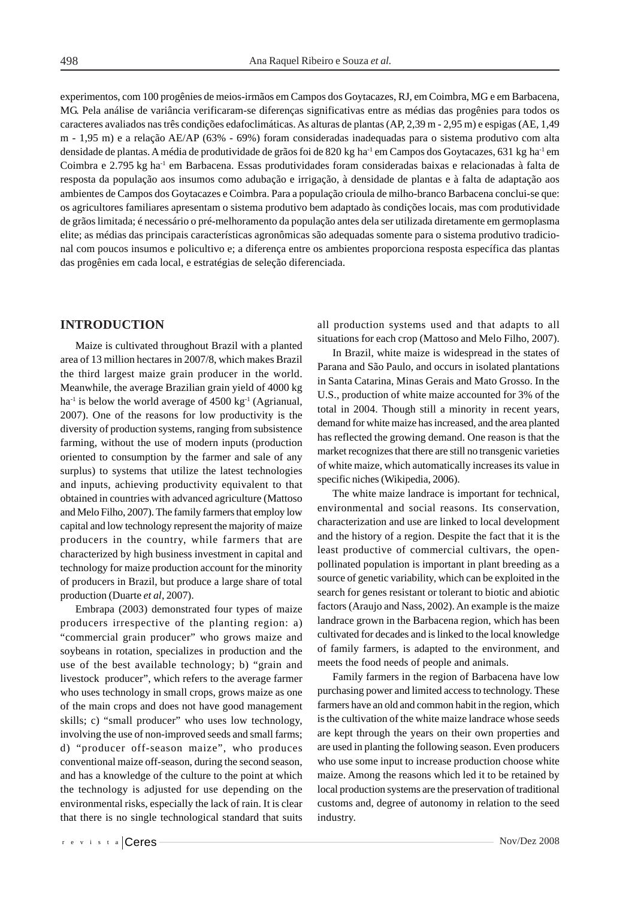experimentos, com 100 progênies de meios-irmãos em Campos dos Goytacazes, RJ, em Coimbra, MG e em Barbacena, MG. Pela análise de variância verificaram-se diferenças significativas entre as médias das progênies para todos os caracteres avaliados nas três condições edafoclimáticas. As alturas de plantas (AP, 2,39 m - 2,95 m) e espigas (AE, 1,49 m - 1,95 m) e a relação AE/AP (63% - 69%) foram consideradas inadequadas para o sistema produtivo com alta densidade de plantas. A média de produtividade de grãos foi de 820 kg ha$^{-1}$ em Campos dos Goytacazes, 631 kg ha$^{-1}$ em Coimbra e 2.795 kg ha$^{-1}$ em Barbacena. Essas produtividades foram consideradas baixas e relacionadas à falta de resposta da população aos insumos como adubação e irrigação, à densidade de plantas e à falta de adaptação aos ambientes de Campos dos Goytacazes e Coimbra. Para a população crioula de milho-branco Barbacena conclui-se que: os agricultores familiares apresentam o sistema produtivo bem adaptado às condições locais, mas com produtividade de grãos limitada; é necessário o pré-melhoramento da população antes dela ser utilizada diretamente em germoplasma elite; as médias das principais características agronômicas são adequadas somente para o sistema produtivo tradicional com poucos insumos e policultivo e; a diferença entre os ambientes proporciona resposta específica das plantas das progênies em cada local, e estratégias de seleção diferenciada.

## INTRODUCTION

Maize is cultivated throughout Brazil with a planted area of 13 million hectares in 2007/8, which makes Brazil the third largest maize grain producer in the world. Meanwhile, the average Brazilian grain yield of 4000 kg ha$^{-1}$ is below the world average of 4500 kg$^{-1}$ (Agrianual, 2007). One of the reasons for low productivity is the diversity of production systems, ranging from subsistence farming, without the use of modern inputs (production oriented to consumption by the farmer and sale of any surplus) to systems that utilize the latest technologies and inputs, achieving productivity equivalent to that obtained in countries with advanced agriculture (Mattoso and Melo Filho, 2007). The family farmers that employ low capital and low technology represent the majority of maize producers in the country, while farmers that are characterized by high business investment in capital and technology for maize production account for the minority of producers in Brazil, but produce a large share of total production (Duarte *et al*, 2007).

Embrapa (2003) demonstrated four types of maize producers irrespective of the planting region: a) "commercial grain producer" who grows maize and soybeans in rotation, specializes in production and the use of the best available technology; b) "grain and livestock producer", which refers to the average farmer who uses technology in small crops, grows maize as one of the main crops and does not have good management skills; c) "small producer" who uses low technology, involving the use of non-improved seeds and small farms; d) "producer off-season maize", who produces conventional maize off-season, during the second season, and has a knowledge of the culture to the point at which the technology is adjusted for use depending on the environmental risks, especially the lack of rain. It is clear that there is no single technological standard that suits all production systems used and that adapts to all situations for each crop (Mattoso and Melo Filho, 2007).

In Brazil, white maize is widespread in the states of Parana and São Paulo, and occurs in isolated plantations in Santa Catarina, Minas Gerais and Mato Grosso. In the U.S., production of white maize accounted for 3% of the total in 2004. Though still a minority in recent years, demand for white maize has increased, and the area planted has reflected the growing demand. One reason is that the market recognizes that there are still no transgenic varieties of white maize, which automatically increases its value in specific niches (Wikipedia, 2006).

The white maize landrace is important for technical, environmental and social reasons. Its conservation, characterization and use are linked to local development and the history of a region. Despite the fact that it is the least productive of commercial cultivars, the open-pollinated population is important in plant breeding as a source of genetic variability, which can be exploited in the search for genes resistant or tolerant to biotic and abiotic factors (Araujo and Nass, 2002). An example is the maize landrace grown in the Barbacena region, which has been cultivated for decades and is linked to the local knowledge of family farmers, is adapted to the environment, and meets the food needs of people and animals.

Family farmers in the region of Barbacena have low purchasing power and limited access to technology. These farmers have an old and common habit in the region, which is the cultivation of the white maize landrace whose seeds are kept through the years on their own properties and are used in planting the following season. Even producers who use some input to increase production choose white maize. Among the reasons which led it to be retained by local production systems are the preservation of traditional customs and, degree of autonomy in relation to the seed industry.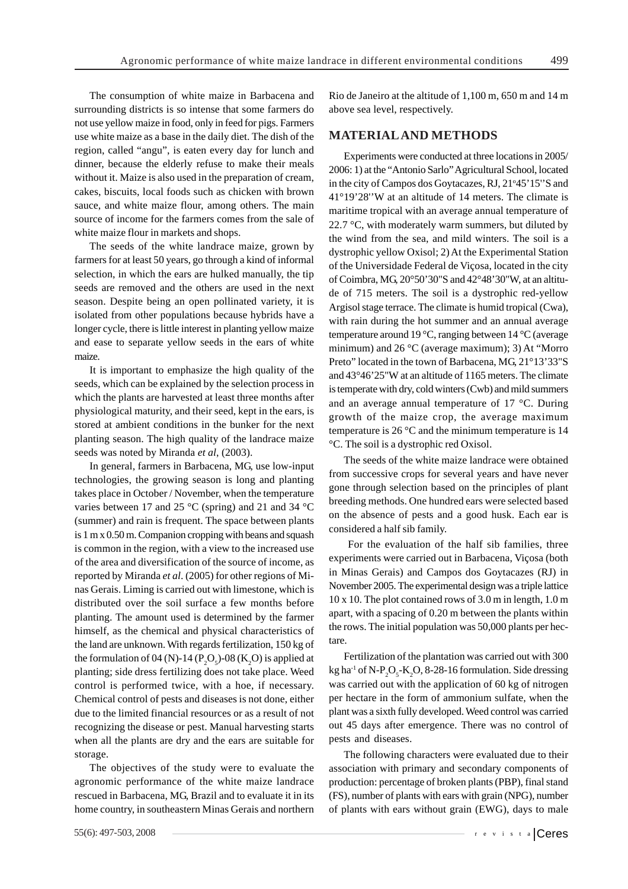The consumption of white maize in Barbacena and surrounding districts is so intense that some farmers do not use yellow maize in food, only in feed for pigs. Farmers use white maize as a base in the daily diet. The dish of the region, called "angu", is eaten every day for lunch and dinner, because the elderly refuse to make their meals without it. Maize is also used in the preparation of cream, cakes, biscuits, local foods such as chicken with brown sauce, and white maize flour, among others. The main source of income for the farmers comes from the sale of white maize flour in markets and shops.

The seeds of the white landrace maize, grown by farmers for at least 50 years, go through a kind of informal selection, in which the ears are hulked manually, the tip seeds are removed and the others are used in the next season. Despite being an open pollinated variety, it is isolated from other populations because hybrids have a longer cycle, there is little interest in planting yellow maize and ease to separate yellow seeds in the ears of white maize.

It is important to emphasize the high quality of the seeds, which can be explained by the selection process in which the plants are harvested at least three months after physiological maturity, and their seed, kept in the ears, is stored at ambient conditions in the bunker for the next planting season. The high quality of the landrace maize seeds was noted by Miranda *et al*, (2003).

In general, farmers in Barbacena, MG, use low-input technologies, the growing season is long and planting takes place in October / November, when the temperature varies between 17 and 25 °C (spring) and 21 and 34 °C (summer) and rain is frequent. The space between plants is 1 m x 0.50 m. Companion cropping with beans and squash is common in the region, with a view to the increased use of the area and diversification of the source of income, as reported by Miranda *et al*. (2005) for other regions of Minas Gerais. Liming is carried out with limestone, which is distributed over the soil surface a few months before planting. The amount used is determined by the farmer himself, as the chemical and physical characteristics of the land are unknown. With regards fertilization, 150 kg of the formulation of 04 (N)-14 ($P_2O_5$)-08 ($K_2O$) is applied at planting; side dress fertilizing does not take place. Weed control is performed twice, with a hoe, if necessary. Chemical control of pests and diseases is not done, either due to the limited financial resources or as a result of not recognizing the disease or pest. Manual harvesting starts when all the plants are dry and the ears are suitable for storage.

The objectives of the study were to evaluate the agronomic performance of the white maize landrace rescued in Barbacena, MG, Brazil and to evaluate it in its home country, in southeastern Minas Gerais and northern Rio de Janeiro at the altitude of 1,100 m, 650 m and 14 m above sea level, respectively.

## MATERIAL AND METHODS

Experiments were conducted at three locations in 2005/2006: 1) at the "Antonio Sarlo" Agricultural School, located in the city of Campos dos Goytacazes, RJ, 21°45'15''S and 41°19'28''W at an altitude of 14 meters. The climate is maritime tropical with an average annual temperature of 22.7 °C, with moderately warm summers, but diluted by the wind from the sea, and mild winters. The soil is a dystrophic yellow Oxisol; 2) At the Experimental Station of the Universidade Federal de Viçosa, located in the city of Coimbra, MG, 20°50'30"S and 42°48'30"W, at an altitude of 715 meters. The soil is a dystrophic red-yellow Argisol stage terrace. The climate is humid tropical (Cwa), with rain during the hot summer and an annual average temperature around 19 °C, ranging between 14 °C (average minimum) and 26 °C (average maximum); 3) At "Morro Preto" located in the town of Barbacena, MG, 21°13'33"S and 43°46'25"W at an altitude of 1165 meters. The climate is temperate with dry, cold winters (Cwb) and mild summers and an average annual temperature of 17 °C. During growth of the maize crop, the average maximum temperature is 26 °C and the minimum temperature is 14 °C. The soil is a dystrophic red Oxisol.

The seeds of the white maize landrace were obtained from successive crops for several years and have never gone through selection based on the principles of plant breeding methods. One hundred ears were selected based on the absence of pests and a good husk. Each ear is considered a half sib family.

For the evaluation of the half sib families, three experiments were carried out in Barbacena, Viçosa (both in Minas Gerais) and Campos dos Goytacazes (RJ) in November 2005. The experimental design was a triple lattice 10 x 10. The plot contained rows of 3.0 m in length, 1.0 m apart, with a spacing of 0.20 m between the plants within the rows. The initial population was 50,000 plants per hectare.

Fertilization of the plantation was carried out with 300 kg ha$^{-1}$ of N-$P_2O_5$-$K_2O$, 8-28-16 formulation. Side dressing was carried out with the application of 60 kg of nitrogen per hectare in the form of ammonium sulfate, when the plant was a sixth fully developed. Weed control was carried out 45 days after emergence. There was no control of pests and diseases.

The following characters were evaluated due to their association with primary and secondary components of production: percentage of broken plants (PBP), final stand (FS), number of plants with ears with grain (NPG), number of plants with ears without grain (EWG), days to male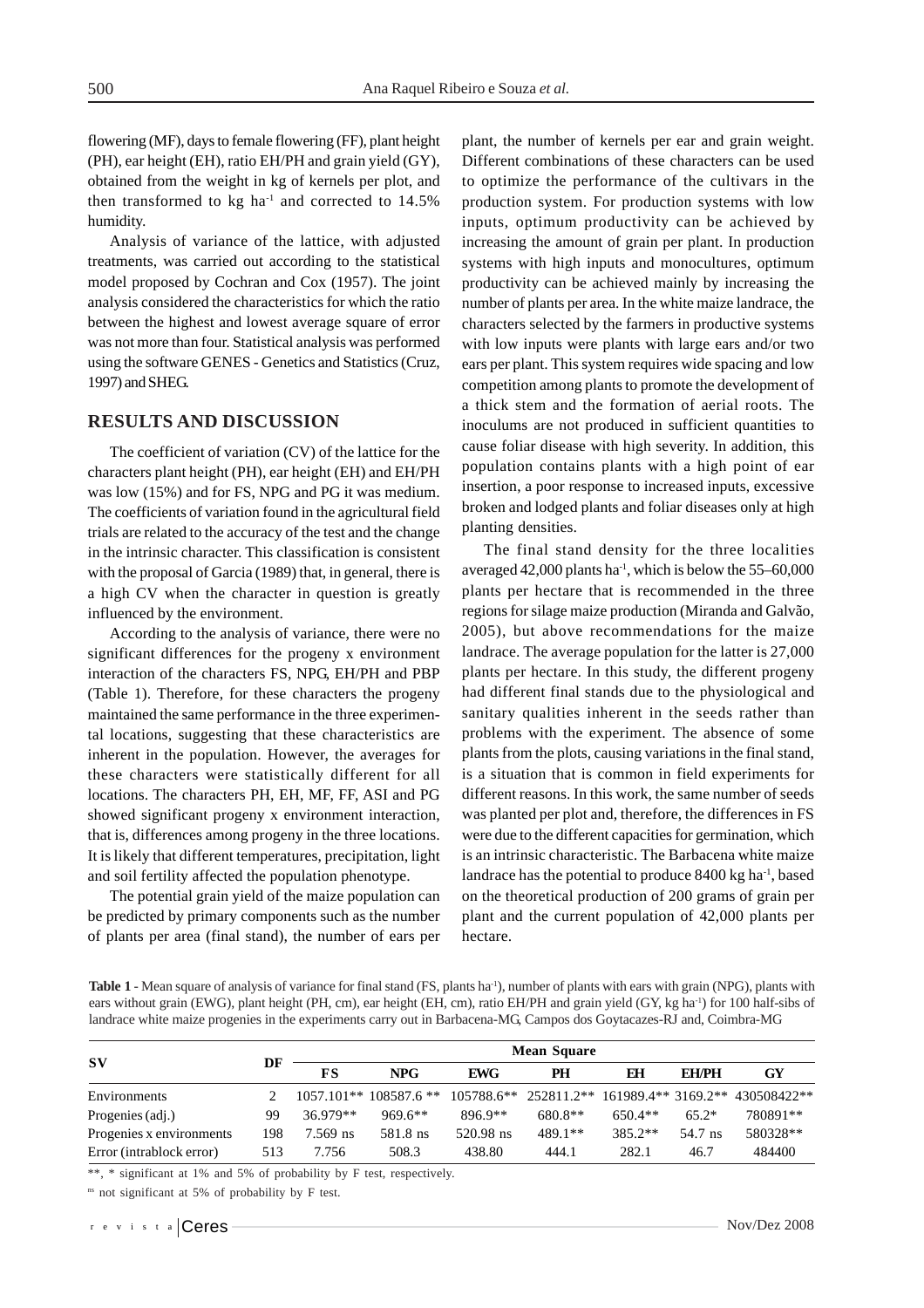flowering (MF), days to female flowering (FF), plant height (PH), ear height (EH), ratio EH/PH and grain yield (GY), obtained from the weight in kg of kernels per plot, and then transformed to kg ha$^{-1}$ and corrected to 14.5% humidity.

Analysis of variance of the lattice, with adjusted treatments, was carried out according to the statistical model proposed by Cochran and Cox (1957). The joint analysis considered the characteristics for which the ratio between the highest and lowest average square of error was not more than four. Statistical analysis was performed using the software GENES - Genetics and Statistics (Cruz, 1997) and SHEG.

## RESULTS AND DISCUSSION

The coefficient of variation (CV) of the lattice for the characters plant height (PH), ear height (EH) and EH/PH was low (15%) and for FS, NPG and PG it was medium. The coefficients of variation found in the agricultural field trials are related to the accuracy of the test and the change in the intrinsic character. This classification is consistent with the proposal of Garcia (1989) that, in general, there is a high CV when the character in question is greatly influenced by the environment.

According to the analysis of variance, there were no significant differences for the progeny x environment interaction of the characters FS, NPG, EH/PH and PBP (Table 1). Therefore, for these characters the progeny maintained the same performance in the three experimental locations, suggesting that these characteristics are inherent in the population. However, the averages for these characters were statistically different for all locations. The characters PH, EH, MF, FF, ASI and PG showed significant progeny x environment interaction, that is, differences among progeny in the three locations. It is likely that different temperatures, precipitation, light and soil fertility affected the population phenotype.

The potential grain yield of the maize population can be predicted by primary components such as the number of plants per area (final stand), the number of ears per plant, the number of kernels per ear and grain weight. Different combinations of these characters can be used to optimize the performance of the cultivars in the production system. For production systems with low inputs, optimum productivity can be achieved by increasing the amount of grain per plant. In production systems with high inputs and monocultures, optimum productivity can be achieved mainly by increasing the number of plants per area. In the white maize landrace, the characters selected by the farmers in productive systems with low inputs were plants with large ears and/or two ears per plant. This system requires wide spacing and low competition among plants to promote the development of a thick stem and the formation of aerial roots. The inoculums are not produced in sufficient quantities to cause foliar disease with high severity. In addition, this population contains plants with a high point of ear insertion, a poor response to increased inputs, excessive broken and lodged plants and foliar diseases only at high planting densities.

The final stand density for the three localities averaged 42,000 plants ha$^{-1}$, which is below the 55–60,000 plants per hectare that is recommended in the three regions for silage maize production (Miranda and Galvão, 2005), but above recommendations for the maize landrace. The average population for the latter is 27,000 plants per hectare. In this study, the different progeny had different final stands due to the physiological and sanitary qualities inherent in the seeds rather than problems with the experiment. The absence of some plants from the plots, causing variations in the final stand, is a situation that is common in field experiments for different reasons. In this work, the same number of seeds was planted per plot and, therefore, the differences in FS were due to the different capacities for germination, which is an intrinsic characteristic. The Barbacena white maize landrace has the potential to produce 8400 kg ha$^{-1}$, based on the theoretical production of 200 grams of grain per plant and the current population of 42,000 plants per hectare.

**Table 1** - Mean square of analysis of variance for final stand (FS, plants ha$^{-1}$), number of plants with ears with grain (NPG), plants with ears without grain (EWG), plant height (PH, cm), ear height (EH, cm), ratio EH/PH and grain yield (GY, kg ha$^{-1}$) for 100 half-sibs of landrace white maize progenies in the experiments carry out in Barbacena-MG, Campos dos Goytacazes-RJ and, Coimbra-MG

| SV | DF | Mean Square | | | | | | |
|---|---|---|---|---|---|---|---|---|
| | | FS | NPG | EWG | PH | EH | EH/PH | GY |
| Environments | 2 | 1057.101** | 108587.6 ** | 105788.6** | 252811.2** | 161989.4** | 3169.2** | 430508422** |
| Progenies (adj.) | 99 | 36.979** | 969.6** | 896.9** | 680.8** | 650.4** | 65.2* | 780891** |
| Progenies x environments | 198 | 7.569 ns | 581.8 ns | 520.98 ns | 489.1** | 385.2** | 54.7 ns | 580328** |
| Error (intrablock error) | 513 | 7.756 | 508.3 | 438.80 | 444.1 | 282.1 | 46.7 | 484400 |

**, * significant at 1% and 5% of probability by F test, respectively.

ns not significant at 5% of probability by F test.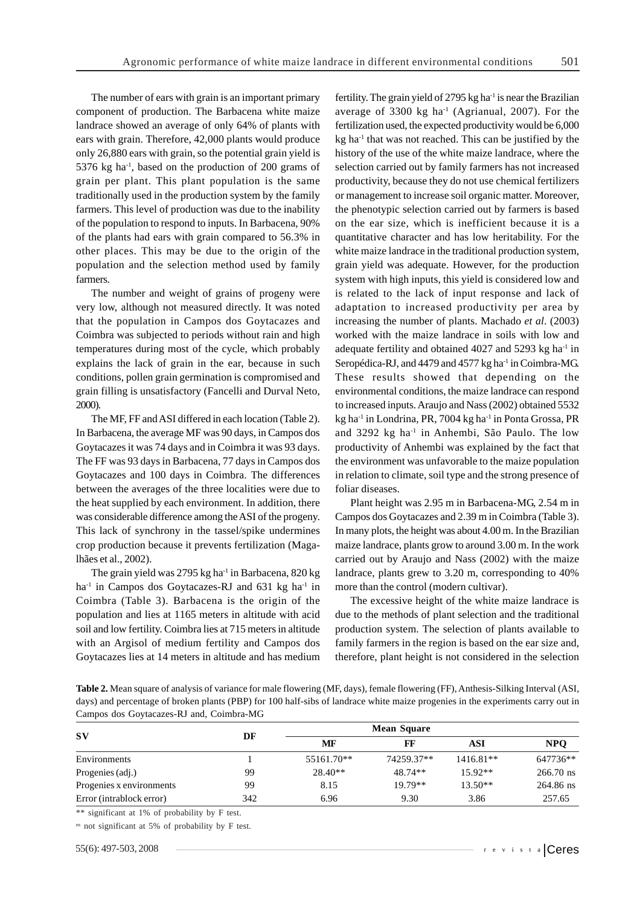The number of ears with grain is an important primary component of production. The Barbacena white maize landrace showed an average of only 64% of plants with ears with grain. Therefore, 42,000 plants would produce only 26,880 ears with grain, so the potential grain yield is 5376 kg ha$^{-1}$, based on the production of 200 grams of grain per plant. This plant population is the same traditionally used in the production system by the family farmers. This level of production was due to the inability of the population to respond to inputs. In Barbacena, 90% of the plants had ears with grain compared to 56.3% in other places. This may be due to the origin of the population and the selection method used by family farmers.

The number and weight of grains of progeny were very low, although not measured directly. It was noted that the population in Campos dos Goytacazes and Coimbra was subjected to periods without rain and high temperatures during most of the cycle, which probably explains the lack of grain in the ear, because in such conditions, pollen grain germination is compromised and grain filling is unsatisfactory (Fancelli and Durval Neto, 2000).

The MF, FF and ASI differed in each location (Table 2). In Barbacena, the average MF was 90 days, in Campos dos Goytacazes it was 74 days and in Coimbra it was 93 days. The FF was 93 days in Barbacena, 77 days in Campos dos Goytacazes and 100 days in Coimbra. The differences between the averages of the three localities were due to the heat supplied by each environment. In addition, there was considerable difference among the ASI of the progeny. This lack of synchrony in the tassel/spike undermines crop production because it prevents fertilization (Magalhães et al., 2002).

The grain yield was 2795 kg ha$^{-1}$ in Barbacena, 820 kg ha$^{-1}$ in Campos dos Goytacazes-RJ and 631 kg ha$^{-1}$ in Coimbra (Table 3). Barbacena is the origin of the population and lies at 1165 meters in altitude with acid soil and low fertility. Coimbra lies at 715 meters in altitude with an Argisol of medium fertility and Campos dos Goytacazes lies at 14 meters in altitude and has medium fertility. The grain yield of 2795 kg ha$^{-1}$ is near the Brazilian average of 3300 kg ha$^{-1}$ (Agrianual, 2007). For the fertilization used, the expected productivity would be 6,000 kg ha$^{-1}$ that was not reached. This can be justified by the history of the use of the white maize landrace, where the selection carried out by family farmers has not increased productivity, because they do not use chemical fertilizers or management to increase soil organic matter. Moreover, the phenotypic selection carried out by farmers is based on the ear size, which is inefficient because it is a quantitative character and has low heritability. For the white maize landrace in the traditional production system, grain yield was adequate. However, for the production system with high inputs, this yield is considered low and is related to the lack of input response and lack of adaptation to increased productivity per area by increasing the number of plants. Machado *et al.* (2003) worked with the maize landrace in soils with low and adequate fertility and obtained 4027 and 5293 kg ha$^{-1}$ in Seropédica-RJ, and 4479 and 4577 kg ha$^{-1}$ in Coimbra-MG. These results showed that depending on the environmental conditions, the maize landrace can respond to increased inputs. Araujo and Nass (2002) obtained 5532 kg ha$^{-1}$ in Londrina, PR, 7004 kg ha$^{-1}$ in Ponta Grossa, PR and 3292 kg ha$^{-1}$ in Anhembi, São Paulo. The low productivity of Anhembi was explained by the fact that the environment was unfavorable to the maize population in relation to climate, soil type and the strong presence of foliar diseases.

Plant height was 2.95 m in Barbacena-MG, 2.54 m in Campos dos Goytacazes and 2.39 m in Coimbra (Table 3). In many plots, the height was about 4.00 m. In the Brazilian maize landrace, plants grow to around 3.00 m. In the work carried out by Araujo and Nass (2002) with the maize landrace, plants grew to 3.20 m, corresponding to 40% more than the control (modern cultivar).

The excessive height of the white maize landrace is due to the methods of plant selection and the traditional production system. The selection of plants available to family farmers in the region is based on the ear size and, therefore, plant height is not considered in the selection

**Table 2.** Mean square of analysis of variance for male flowering (MF, days), female flowering (FF), Anthesis-Silking Interval (ASI, days) and percentage of broken plants (PBP) for 100 half-sibs of landrace white maize progenies in the experiments carry out in Campos dos Goytacazes-RJ and, Coimbra-MG

| SV | DF | Mean Square | | | |
|---|---|---|---|---|---|
| | | MF | FF | ASI | NPQ |
| Environments | 1 | 55161.70** | 74259.37** | 1416.81** | 647736** |
| Progenies (adj.) | 99 | 28.40** | 48.74** | 15.92** | 266.70 ns |
| Progenies x environments | 99 | 8.15 | 19.79** | 13.50** | 264.86 ns |
| Error (intrablock error) | 342 | 6.96 | 9.30 | 3.86 | 257.65 |

** significant at 1% of probability by F test.

ns not significant at 5% of probability by F test.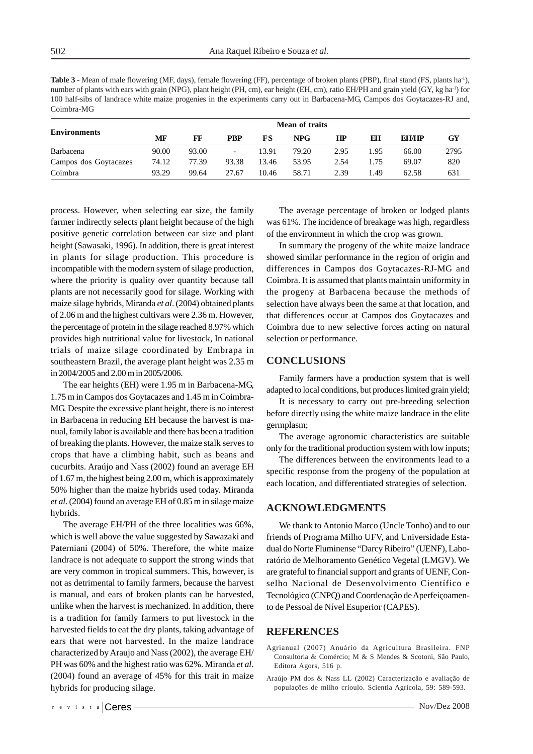**Table 3** - Mean of male flowering (MF, days), female flowering (FF), percentage of broken plants (PBP), final stand (FS, plants ha$^{-1}$), number of plants with ears with grain (NPG), plant height (PH, cm), ear height (EH, cm), ratio EH/PH and grain yield (GY, kg ha$^{-1}$) for 100 half-sibs of landrace white maize progenies in the experiments carry out in Barbacena-MG, Campos dos Goytacazes-RJ and, Coimbra-MG

| Environments | Mean of traits | | | | | | | | |
|---|---|---|---|---|---|---|---|---|---|
| | MF | FF | PBP | FS | NPG | HP | EH | EH/HP | GY |
| Barbacena | 90.00 | 93.00 | - | 13.91 | 79.20 | 2.95 | 1.95 | 66.00 | 2795 |
| Campos dos Goytacazes | 74.12 | 77.39 | 93.38 | 13.46 | 53.95 | 2.54 | 1.75 | 69.07 | 820 |
| Coimbra | 93.29 | 99.64 | 27.67 | 10.46 | 58.71 | 2.39 | 1.49 | 62.58 | 631 |

process. However, when selecting ear size, the family farmer indirectly selects plant height because of the high positive genetic correlation between ear size and plant height (Sawasaki, 1996). In addition, there is great interest in plants for silage production. This procedure is incompatible with the modern system of silage production, where the priority is quality over quantity because tall plants are not necessarily good for silage. Working with maize silage hybrids, Miranda *et al*. (2004) obtained plants of 2.06 m and the highest cultivars were 2.36 m. However, the percentage of protein in the silage reached 8.97% which provides high nutritional value for livestock, In national trials of maize silage coordinated by Embrapa in southeastern Brazil, the average plant height was 2.35 m in 2004/2005 and 2.00 m in 2005/2006.

The ear heights (EH) were 1.95 m in Barbacena-MG, 1.75 m in Campos dos Goytacazes and 1.45 m in Coimbra-MG. Despite the excessive plant height, there is no interest in Barbacena in reducing EH because the harvest is manual, family labor is available and there has been a tradition of breaking the plants. However, the maize stalk serves to crops that have a climbing habit, such as beans and cucurbits. Araújo and Nass (2002) found an average EH of 1.67 m, the highest being 2.00 m, which is approximately 50% higher than the maize hybrids used today. Miranda *et al*. (2004) found an average EH of 0.85 m in silage maize hybrids.

The average EH/PH of the three localities was 66%, which is well above the value suggested by Sawazaki and Paterniani (2004) of 50%. Therefore, the white maize landrace is not adequate to support the strong winds that are very common in tropical summers. This, however, is not as detrimental to family farmers, because the harvest is manual, and ears of broken plants can be harvested, unlike when the harvest is mechanized. In addition, there is a tradition for family farmers to put livestock in the harvested fields to eat the dry plants, taking advantage of ears that were not harvested. In the maize landrace characterized by Araujo and Nass (2002), the average EH/PH was 60% and the highest ratio was 62%. Miranda *et al*. (2004) found an average of 45% for this trait in maize hybrids for producing silage.

The average percentage of broken or lodged plants was 61%. The incidence of breakage was high, regardless of the environment in which the crop was grown.

In summary the progeny of the white maize landrace showed similar performance in the region of origin and differences in Campos dos Goytacazes-RJ-MG and Coimbra. It is assumed that plants maintain uniformity in the progeny at Barbacena because the methods of selection have always been the same at that location, and that differences occur at Campos dos Goytacazes and Coimbra due to new selective forces acting on natural selection or performance.

## CONCLUSIONS

Family farmers have a production system that is well adapted to local conditions, but produces limited grain yield;

It is necessary to carry out pre-breeding selection before directly using the white maize landrace in the elite germplasm;

The average agronomic characteristics are suitable only for the traditional production system with low inputs;

The differences between the environments lead to a specific response from the progeny of the population at each location, and differentiated strategies of selection.

## ACKNOWLEDGMENTS

We thank to Antonio Marco (Uncle Tonho) and to our friends of Programa Milho UFV, and Universidade Estadual do Norte Fluminense "Darcy Ribeiro" (UENF), Laboratório de Melhoramento Genético Vegetal (LMGV). We are grateful to financial support and grants of UENF, Conselho Nacional de Desenvolvimento Científico e Tecnológico (CNPQ) and Coordenação de Aperfeiçoamento de Pessoal de Nível Esuperior (CAPES).

## REFERENCES

Agrianual (2007) Anuário da Agricultura Brasileira. FNP Consultoria & Comércio; M & S Mendes & Scotoni, São Paulo, Editora Agors, 516 p.

Araújo PM dos & Nass LL (2002) Caracterização e avaliação de populações de milho crioulo. Scientia Agricola, 59: 589-593.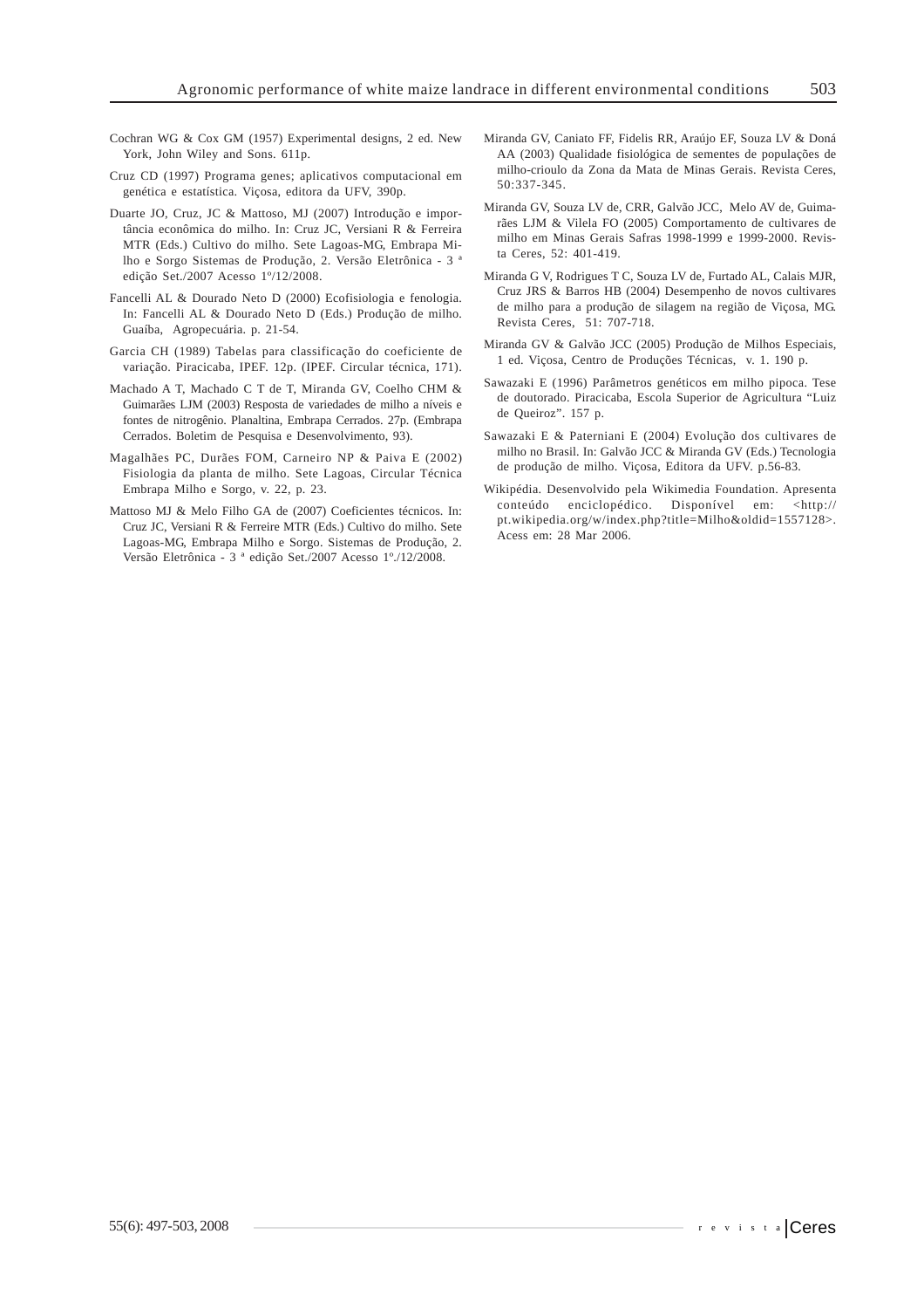Cochran WG & Cox GM (1957) Experimental designs, 2 ed. New York, John Wiley and Sons. 611p.

Cruz CD (1997) Programa genes; aplicativos computacional em genética e estatística. Viçosa, editora da UFV, 390p.

Duarte JO, Cruz, JC & Mattoso, MJ (2007) Introdução e importância econômica do milho. In: Cruz JC, Versiani R & Ferreira MTR (Eds.) Cultivo do milho. Sete Lagoas-MG, Embrapa Milho e Sorgo Sistemas de Produção, 2. Versão Eletrônica - 3 ª edição Set./2007 Acesso 1º/12/2008.

Fancelli AL & Dourado Neto D (2000) Ecofisiologia e fenologia. In: Fancelli AL & Dourado Neto D (Eds.) Produção de milho. Guaíba, Agropecuária. p. 21-54.

Garcia CH (1989) Tabelas para classificação do coeficiente de variação. Piracicaba, IPEF. 12p. (IPEF. Circular técnica, 171).

Machado A T, Machado C T de T, Miranda GV, Coelho CHM & Guimarães LJM (2003) Resposta de variedades de milho a níveis e fontes de nitrogênio. Planaltina, Embrapa Cerrados. 27p. (Embrapa Cerrados. Boletim de Pesquisa e Desenvolvimento, 93).

Magalhães PC, Durães FOM, Carneiro NP & Paiva E (2002) Fisiologia da planta de milho. Sete Lagoas, Circular Técnica Embrapa Milho e Sorgo, v. 22, p. 23.

Mattoso MJ & Melo Filho GA de (2007) Coeficientes técnicos. In: Cruz JC, Versiani R & Ferreire MTR (Eds.) Cultivo do milho. Sete Lagoas-MG, Embrapa Milho e Sorgo. Sistemas de Produção, 2. Versão Eletrônica - 3 ª edição Set./2007 Acesso 1º./12/2008.

Miranda GV, Caniato FF, Fidelis RR, Araújo EF, Souza LV & Doná AA (2003) Qualidade fisiológica de sementes de populações de milho-crioulo da Zona da Mata de Minas Gerais. Revista Ceres, 50:337-345.

Miranda GV, Souza LV de, CRR, Galvão JCC, Melo AV de, Guimarães LJM & Vilela FO (2005) Comportamento de cultivares de milho em Minas Gerais Safras 1998-1999 e 1999-2000. Revista Ceres, 52: 401-419.

Miranda G V, Rodrigues T C, Souza LV de, Furtado AL, Calais MJR, Cruz JRS & Barros HB (2004) Desempenho de novos cultivares de milho para a produção de silagem na região de Viçosa, MG. Revista Ceres, 51: 707-718.

Miranda GV & Galvão JCC (2005) Produção de Milhos Especiais, 1 ed. Viçosa, Centro de Produções Técnicas, v. 1. 190 p.

Sawazaki E (1996) Parâmetros genéticos em milho pipoca. Tese de doutorado. Piracicaba, Escola Superior de Agricultura "Luiz de Queiroz". 157 p.

Sawazaki E & Paterniani E (2004) Evolução dos cultivares de milho no Brasil. In: Galvão JCC & Miranda GV (Eds.) Tecnologia de produção de milho. Viçosa, Editora da UFV. p.56-83.

Wikipédia. Desenvolvido pela Wikimedia Foundation. Apresenta conteúdo enciclopédico. Disponível em: <http://pt.wikipedia.org/w/index.php?title=Milho&oldid=1557128>. Acess em: 28 Mar 2006.